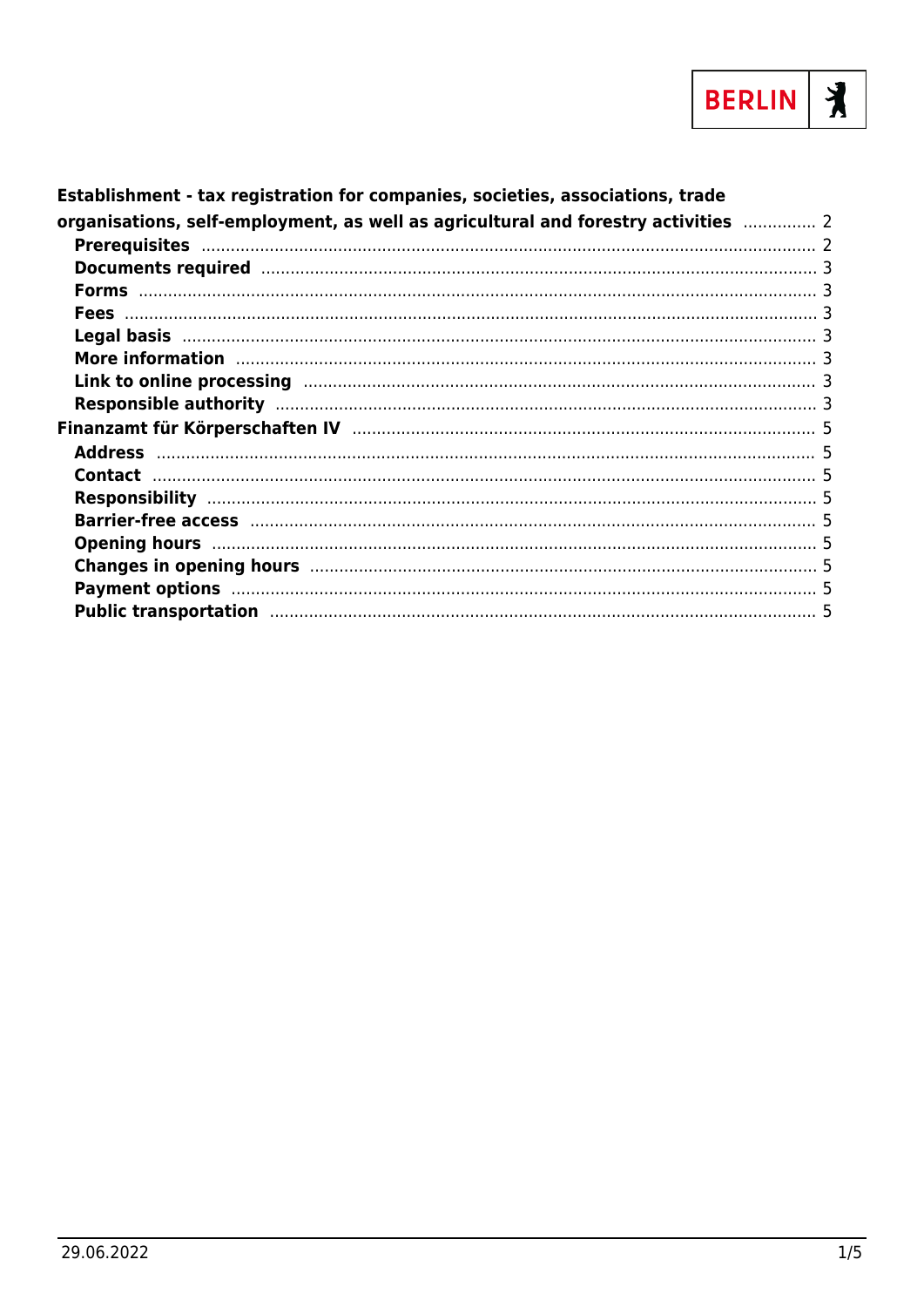**Establishment - tax registration for companies, societies, associations, trade organisations, self-employment, as well as agricultural and forestry activities** ............... 2

- **Prerequisites** ............... 2
- **Documents required** ............... 3
- **Forms** ............... 3
- **Fees** ............... 3
- **Legal basis** ............... 3
- **More information** ............... 3
- **Link to online processing** ............... 3
- **Responsible authority** ............... 3

**Finanzamt für Körperschaften IV** ............... 5

- **Address** ............... 5
- **Contact** ............... 5
- **Responsibility** ............... 5
- **Barrier-free access** ............... 5
- **Opening hours** ............... 5
- **Changes in opening hours** ............... 5
- **Payment options** ............... 5
- **Public transportation** ............... 5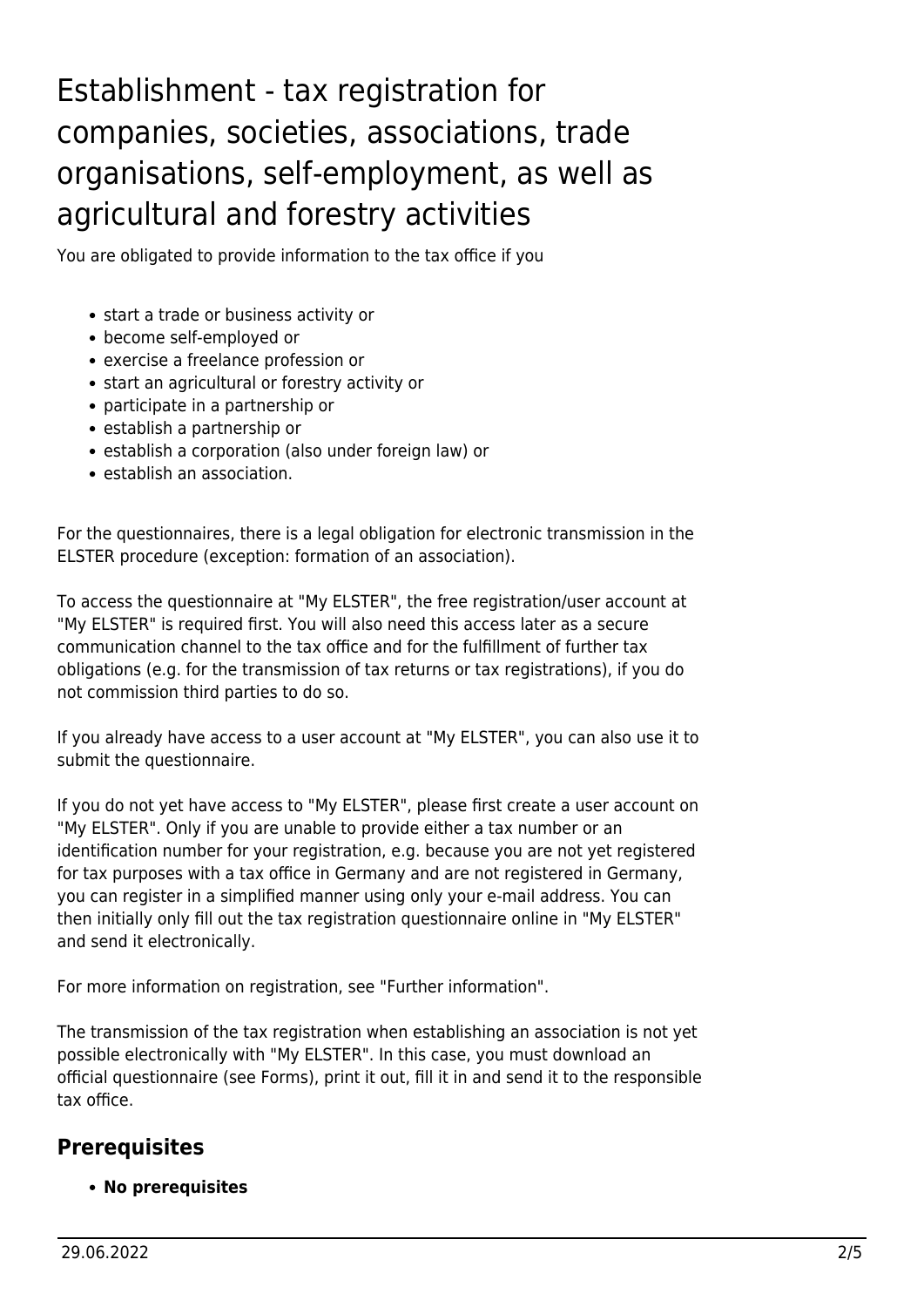# Establishment - tax registration for companies, societies, associations, trade organisations, self-employment, as well as agricultural and forestry activities

You are obligated to provide information to the tax office if you

- start a trade or business activity or
- become self-employed or
- exercise a freelance profession or
- start an agricultural or forestry activity or
- participate in a partnership or
- establish a partnership or
- establish a corporation (also under foreign law) or
- establish an association.

For the questionnaires, there is a legal obligation for electronic transmission in the ELSTER procedure (exception: formation of an association).

To access the questionnaire at "My ELSTER", the free registration/user account at "My ELSTER" is required first. You will also need this access later as a secure communication channel to the tax office and for the fulfillment of further tax obligations (e.g. for the transmission of tax returns or tax registrations), if you do not commission third parties to do so.

If you already have access to a user account at "My ELSTER", you can also use it to submit the questionnaire.

If you do not yet have access to "My ELSTER", please first create a user account on "My ELSTER". Only if you are unable to provide either a tax number or an identification number for your registration, e.g. because you are not yet registered for tax purposes with a tax office in Germany and are not registered in Germany, you can register in a simplified manner using only your e-mail address. You can then initially only fill out the tax registration questionnaire online in "My ELSTER" and send it electronically.

For more information on registration, see "Further information".

The transmission of the tax registration when establishing an association is not yet possible electronically with "My ELSTER". In this case, you must download an official questionnaire (see Forms), print it out, fill it in and send it to the responsible tax office.

## Prerequisites

- **No prerequisites**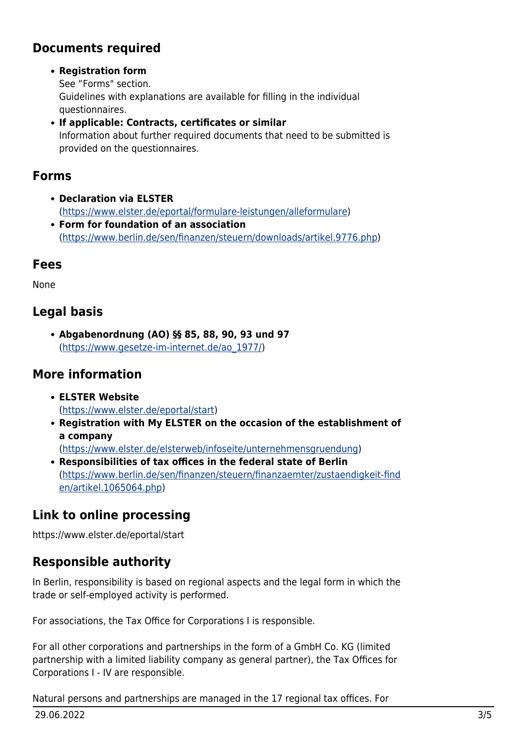## Documents required

- **Registration form**
  See "Forms" section.
  Guidelines with explanations are available for filling in the individual questionnaires.
- **If applicable: Contracts, certificates or similar**
  Information about further required documents that need to be submitted is provided on the questionnaires.

## Forms

- **Declaration via ELSTER**
  (https://www.elster.de/eportal/formulare-leistungen/alleformulare)
- **Form for foundation of an association**
  (https://www.berlin.de/sen/finanzen/steuern/downloads/artikel.9776.php)

## Fees

None

## Legal basis

- **Abgabenordnung (AO) §§ 85, 88, 90, 93 und 97**
  (https://www.gesetze-im-internet.de/ao_1977/)

## More information

- **ELSTER Website**
  (https://www.elster.de/eportal/start)
- **Registration with My ELSTER on the occasion of the establishment of a company**
  (https://www.elster.de/elsterweb/infoseite/unternehmensgruendung)
- **Responsibilities of tax offices in the federal state of Berlin**
  (https://www.berlin.de/sen/finanzen/steuern/finanzaemter/zustaendigkeit-finden/artikel.1065064.php)

## Link to online processing

https://www.elster.de/eportal/start

## Responsible authority

In Berlin, responsibility is based on regional aspects and the legal form in which the trade or self-employed activity is performed.

For associations, the Tax Office for Corporations I is responsible.

For all other corporations and partnerships in the form of a GmbH Co. KG (limited partnership with a limited liability company as general partner), the Tax Offices for Corporations I - IV are responsible.

Natural persons and partnerships are managed in the 17 regional tax offices. For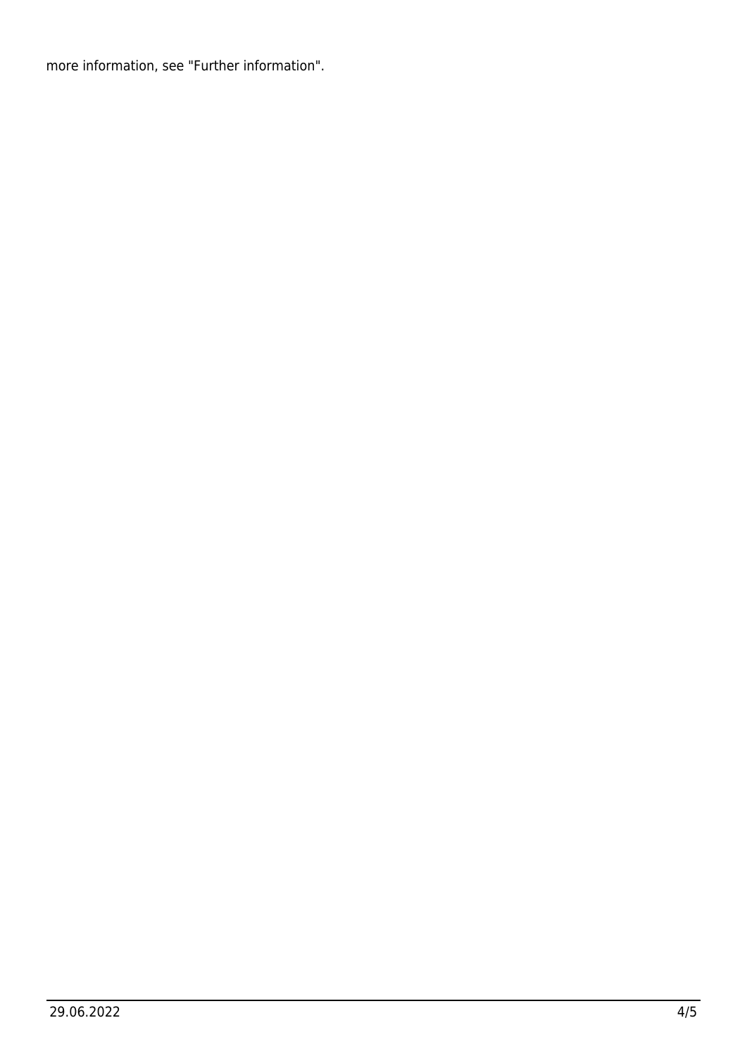more information, see "Further information".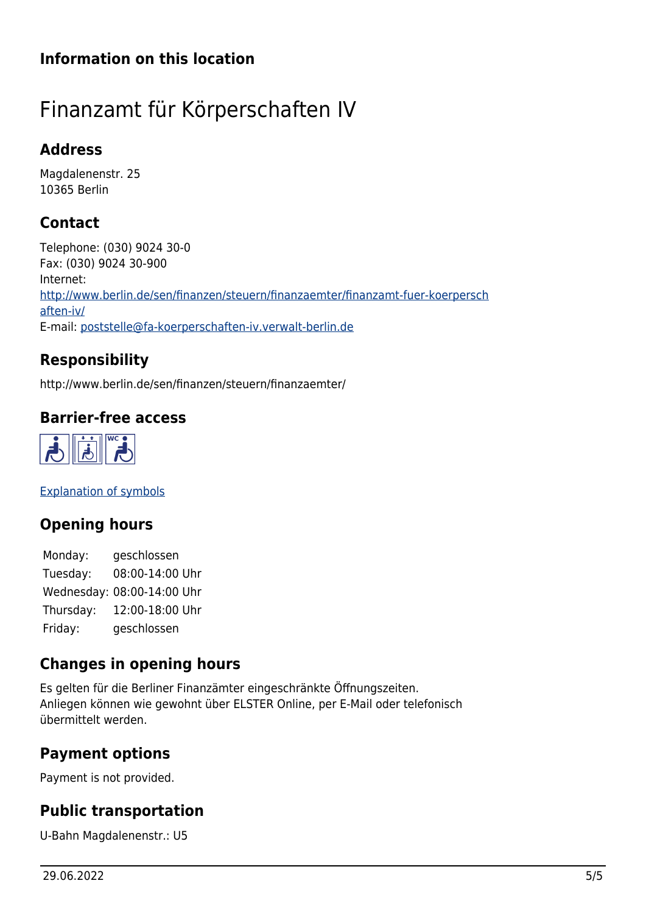## Information on this location

# Finanzamt für Körperschaften IV

### Address

Magdalenenstr. 25
10365 Berlin

### Contact

Telephone: (030) 9024 30-0
Fax: (030) 9024 30-900
Internet:
http://www.berlin.de/sen/finanzen/steuern/finanzaemter/finanzamt-fuer-koerperschaften-iv/
E-mail: poststelle@fa-koerperschaften-iv.verwalt-berlin.de

### Responsibility

http://www.berlin.de/sen/finanzen/steuern/finanzaemter/

### Barrier-free access

Explanation of symbols

### Opening hours

| | |
|---|---|
| Monday: | geschlossen |
| Tuesday: | 08:00-14:00 Uhr |
| Wednesday: | 08:00-14:00 Uhr |
| Thursday: | 12:00-18:00 Uhr |
| Friday: | geschlossen |

### Changes in opening hours

Es gelten für die Berliner Finanzämter eingeschränkte Öffnungszeiten.
Anliegen können wie gewohnt über ELSTER Online, per E-Mail oder telefonisch übermittelt werden.

### Payment options

Payment is not provided.

### Public transportation

U-Bahn Magdalenenstr.: U5